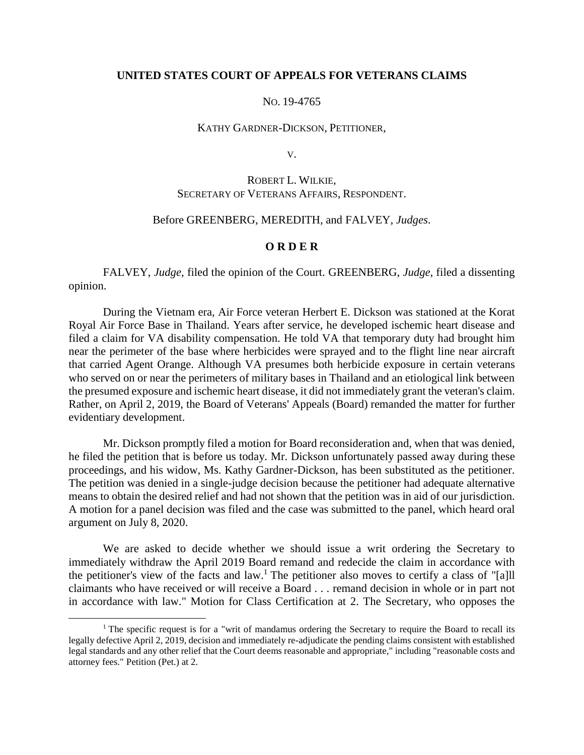**UNITED STATES COURT OF APPEALS FOR VETERANS CLAIMS**

NO. 19-4765

KATHY GARDNER-DICKSON, PETITIONER,

V.

ROBERT L. WILKIE,
SECRETARY OF VETERANS AFFAIRS, RESPONDENT.

Before GREENBERG, MEREDITH, and FALVEY, *Judges*.

**O R D E R**

FALVEY, *Judge*, filed the opinion of the Court. GREENBERG, *Judge*, filed a dissenting opinion.

During the Vietnam era, Air Force veteran Herbert E. Dickson was stationed at the Korat Royal Air Force Base in Thailand. Years after service, he developed ischemic heart disease and filed a claim for VA disability compensation. He told VA that temporary duty had brought him near the perimeter of the base where herbicides were sprayed and to the flight line near aircraft that carried Agent Orange. Although VA presumes both herbicide exposure in certain veterans who served on or near the perimeters of military bases in Thailand and an etiological link between the presumed exposure and ischemic heart disease, it did not immediately grant the veteran's claim. Rather, on April 2, 2019, the Board of Veterans' Appeals (Board) remanded the matter for further evidentiary development.

Mr. Dickson promptly filed a motion for Board reconsideration and, when that was denied, he filed the petition that is before us today. Mr. Dickson unfortunately passed away during these proceedings, and his widow, Ms. Kathy Gardner-Dickson, has been substituted as the petitioner. The petition was denied in a single-judge decision because the petitioner had adequate alternative means to obtain the desired relief and had not shown that the petition was in aid of our jurisdiction. A motion for a panel decision was filed and the case was submitted to the panel, which heard oral argument on July 8, 2020.

We are asked to decide whether we should issue a writ ordering the Secretary to immediately withdraw the April 2019 Board remand and redecide the claim in accordance with the petitioner's view of the facts and law.[1] The petitioner also moves to certify a class of "[a]ll claimants who have received or will receive a Board . . . remand decision in whole or in part not in accordance with law." Motion for Class Certification at 2. The Secretary, who opposes the

[1] The specific request is for a "writ of mandamus ordering the Secretary to require the Board to recall its legally defective April 2, 2019, decision and immediately re-adjudicate the pending claims consistent with established legal standards and any other relief that the Court deems reasonable and appropriate," including "reasonable costs and attorney fees." Petition (Pet.) at 2.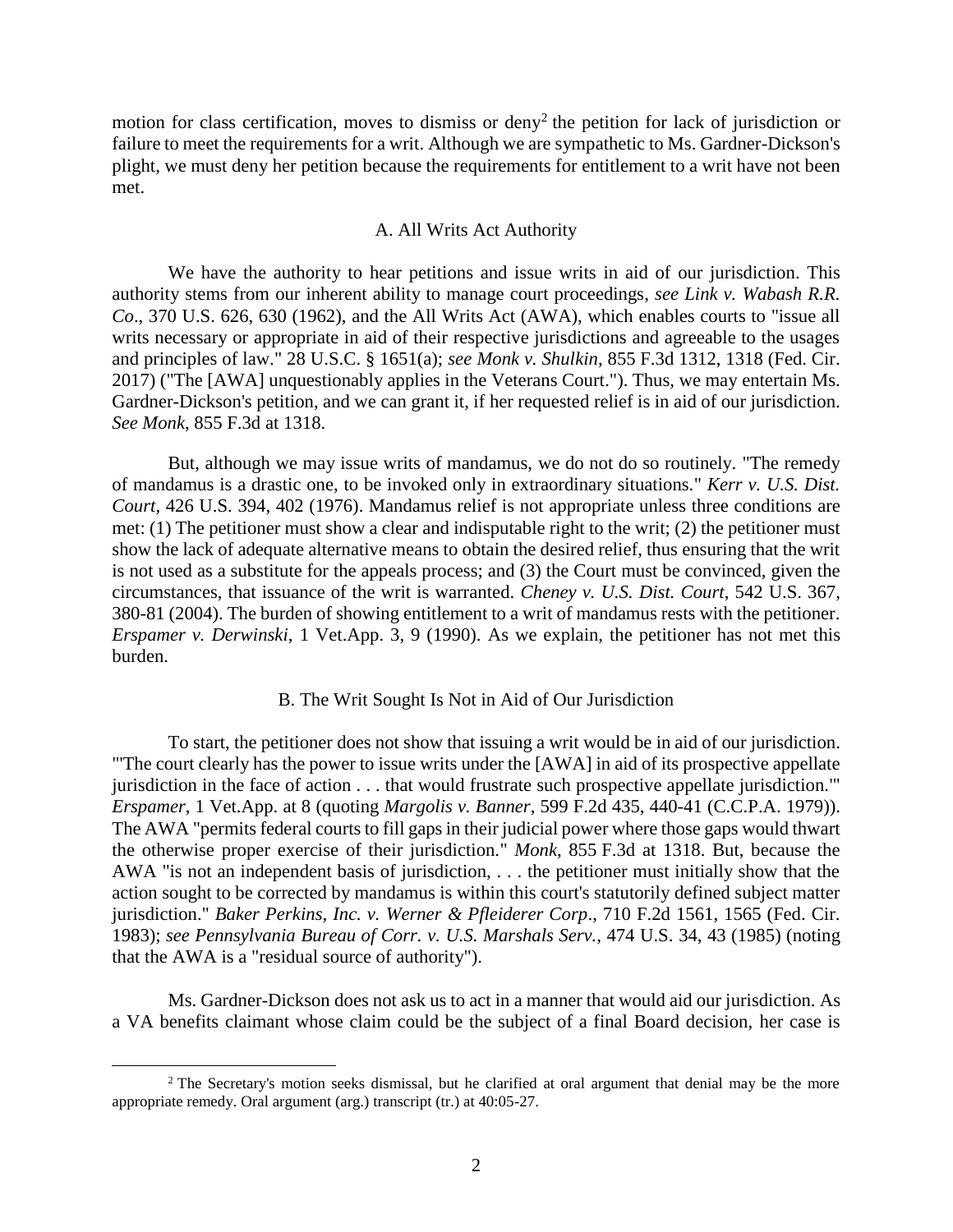motion for class certification, moves to dismiss or deny[2] the petition for lack of jurisdiction or failure to meet the requirements for a writ. Although we are sympathetic to Ms. Gardner-Dickson's plight, we must deny her petition because the requirements for entitlement to a writ have not been met.

### A. All Writs Act Authority

We have the authority to hear petitions and issue writs in aid of our jurisdiction. This authority stems from our inherent ability to manage court proceedings, *see Link v. Wabash R.R. Co*., 370 U.S. 626, 630 (1962), and the All Writs Act (AWA), which enables courts to "issue all writs necessary or appropriate in aid of their respective jurisdictions and agreeable to the usages and principles of law." 28 U.S.C. § 1651(a); *see Monk v. Shulkin*, 855 F.3d 1312, 1318 (Fed. Cir. 2017) ("The [AWA] unquestionably applies in the Veterans Court."). Thus, we may entertain Ms. Gardner-Dickson's petition, and we can grant it, if her requested relief is in aid of our jurisdiction. *See Monk*, 855 F.3d at 1318.

But, although we may issue writs of mandamus, we do not do so routinely. "The remedy of mandamus is a drastic one, to be invoked only in extraordinary situations." *Kerr v. U.S. Dist. Court*, 426 U.S. 394, 402 (1976). Mandamus relief is not appropriate unless three conditions are met: (1) The petitioner must show a clear and indisputable right to the writ; (2) the petitioner must show the lack of adequate alternative means to obtain the desired relief, thus ensuring that the writ is not used as a substitute for the appeals process; and (3) the Court must be convinced, given the circumstances, that issuance of the writ is warranted. *Cheney v. U.S. Dist. Court*, 542 U.S. 367, 380-81 (2004). The burden of showing entitlement to a writ of mandamus rests with the petitioner. *Erspamer v. Derwinski*, 1 Vet.App. 3, 9 (1990). As we explain, the petitioner has not met this burden.

### B. The Writ Sought Is Not in Aid of Our Jurisdiction

To start, the petitioner does not show that issuing a writ would be in aid of our jurisdiction. "'The court clearly has the power to issue writs under the [AWA] in aid of its prospective appellate jurisdiction in the face of action . . . that would frustrate such prospective appellate jurisdiction.'" *Erspamer*, 1 Vet.App. at 8 (quoting *Margolis v. Banner*, 599 F.2d 435, 440-41 (C.C.P.A. 1979)). The AWA "permits federal courts to fill gaps in their judicial power where those gaps would thwart the otherwise proper exercise of their jurisdiction." *Monk*, 855 F.3d at 1318. But, because the AWA "is not an independent basis of jurisdiction, . . . the petitioner must initially show that the action sought to be corrected by mandamus is within this court's statutorily defined subject matter jurisdiction." *Baker Perkins, Inc. v. Werner & Pfleiderer Corp*., 710 F.2d 1561, 1565 (Fed. Cir. 1983); *see Pennsylvania Bureau of Corr. v. U.S. Marshals Serv.*, 474 U.S. 34, 43 (1985) (noting that the AWA is a "residual source of authority").

Ms. Gardner-Dickson does not ask us to act in a manner that would aid our jurisdiction. As a VA benefits claimant whose claim could be the subject of a final Board decision, her case is

[2] The Secretary's motion seeks dismissal, but he clarified at oral argument that denial may be the more appropriate remedy. Oral argument (arg.) transcript (tr.) at 40:05-27.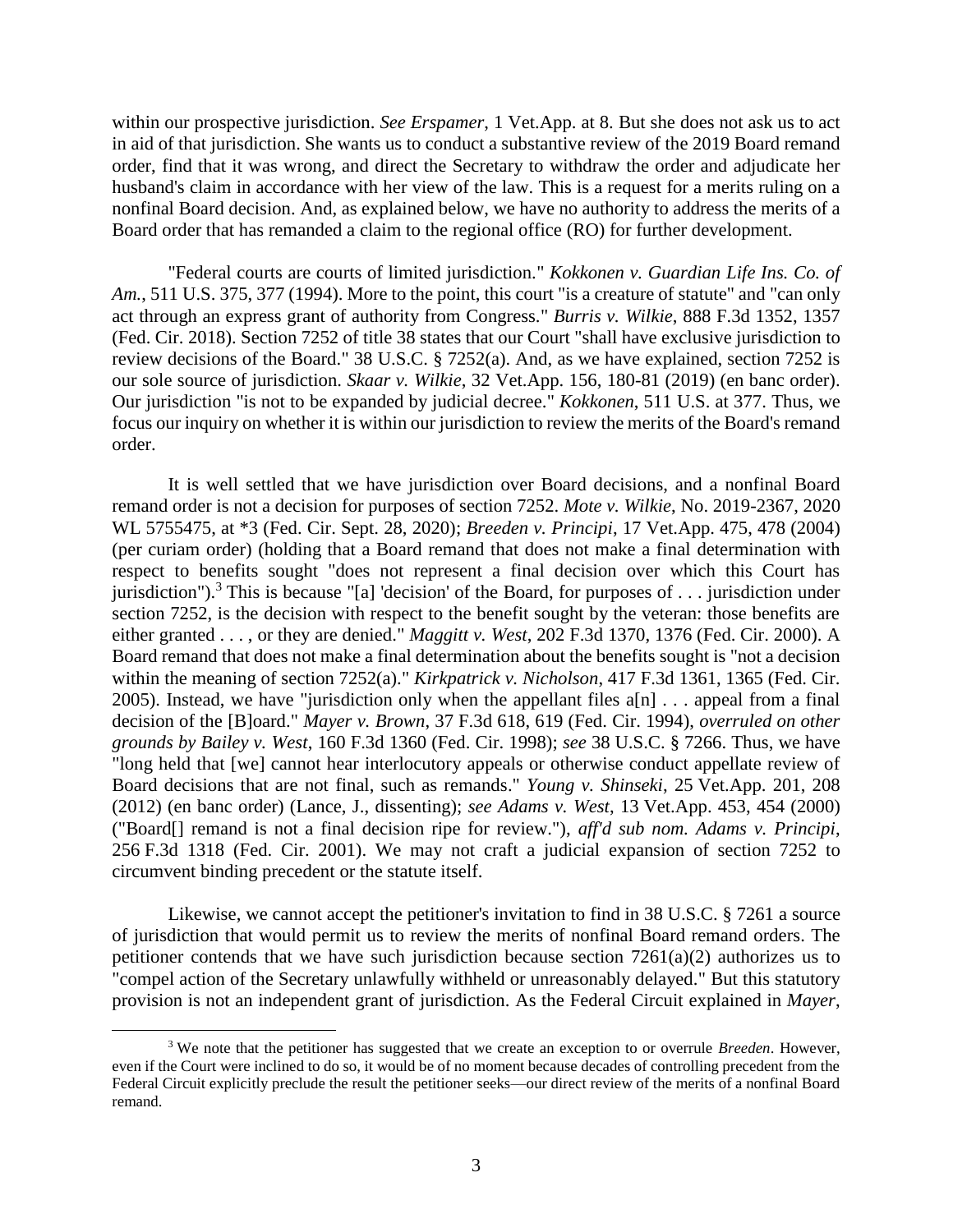within our prospective jurisdiction. *See Erspamer*, 1 Vet.App. at 8. But she does not ask us to act in aid of that jurisdiction. She wants us to conduct a substantive review of the 2019 Board remand order, find that it was wrong, and direct the Secretary to withdraw the order and adjudicate her husband's claim in accordance with her view of the law. This is a request for a merits ruling on a nonfinal Board decision. And, as explained below, we have no authority to address the merits of a Board order that has remanded a claim to the regional office (RO) for further development.

"Federal courts are courts of limited jurisdiction." *Kokkonen v. Guardian Life Ins. Co. of Am.*, 511 U.S. 375, 377 (1994). More to the point, this court "is a creature of statute" and "can only act through an express grant of authority from Congress." *Burris v. Wilkie*, 888 F.3d 1352, 1357 (Fed. Cir. 2018). Section 7252 of title 38 states that our Court "shall have exclusive jurisdiction to review decisions of the Board." 38 U.S.C. § 7252(a). And, as we have explained, section 7252 is our sole source of jurisdiction. *Skaar v. Wilkie*, 32 Vet.App. 156, 180-81 (2019) (en banc order). Our jurisdiction "is not to be expanded by judicial decree." *Kokkonen*, 511 U.S. at 377. Thus, we focus our inquiry on whether it is within our jurisdiction to review the merits of the Board's remand order.

It is well settled that we have jurisdiction over Board decisions, and a nonfinal Board remand order is not a decision for purposes of section 7252. *Mote v. Wilkie*, No. 2019-2367, 2020 WL 5755475, at *3 (Fed. Cir. Sept. 28, 2020); *Breeden v. Principi*, 17 Vet.App. 475, 478 (2004) (per curiam order) (holding that a Board remand that does not make a final determination with respect to benefits sought "does not represent a final decision over which this Court has jurisdiction").[3] This is because "[a] 'decision' of the Board, for purposes of . . . jurisdiction under section 7252, is the decision with respect to the benefit sought by the veteran: those benefits are either granted . . . , or they are denied." *Maggitt v. West*, 202 F.3d 1370, 1376 (Fed. Cir. 2000). A Board remand that does not make a final determination about the benefits sought is "not a decision within the meaning of section 7252(a)." *Kirkpatrick v. Nicholson*, 417 F.3d 1361, 1365 (Fed. Cir. 2005). Instead, we have "jurisdiction only when the appellant files a[n] . . . appeal from a final decision of the [B]oard." *Mayer v. Brown*, 37 F.3d 618, 619 (Fed. Cir. 1994), *overruled on other grounds by Bailey v. West*, 160 F.3d 1360 (Fed. Cir. 1998); *see* 38 U.S.C. § 7266. Thus, we have "long held that [we] cannot hear interlocutory appeals or otherwise conduct appellate review of Board decisions that are not final, such as remands." *Young v. Shinseki*, 25 Vet.App. 201, 208 (2012) (en banc order) (Lance, J., dissenting); *see Adams v. West*, 13 Vet.App. 453, 454 (2000) ("Board[] remand is not a final decision ripe for review."), *aff'd sub nom. Adams v. Principi*, 256 F.3d 1318 (Fed. Cir. 2001). We may not craft a judicial expansion of section 7252 to circumvent binding precedent or the statute itself.

Likewise, we cannot accept the petitioner's invitation to find in 38 U.S.C. § 7261 a source of jurisdiction that would permit us to review the merits of nonfinal Board remand orders. The petitioner contends that we have such jurisdiction because section 7261(a)(2) authorizes us to "compel action of the Secretary unlawfully withheld or unreasonably delayed." But this statutory provision is not an independent grant of jurisdiction. As the Federal Circuit explained in *Mayer*,

---

[3] We note that the petitioner has suggested that we create an exception to or overrule *Breeden*. However, even if the Court were inclined to do so, it would be of no moment because decades of controlling precedent from the Federal Circuit explicitly preclude the result the petitioner seeks—our direct review of the merits of a nonfinal Board remand.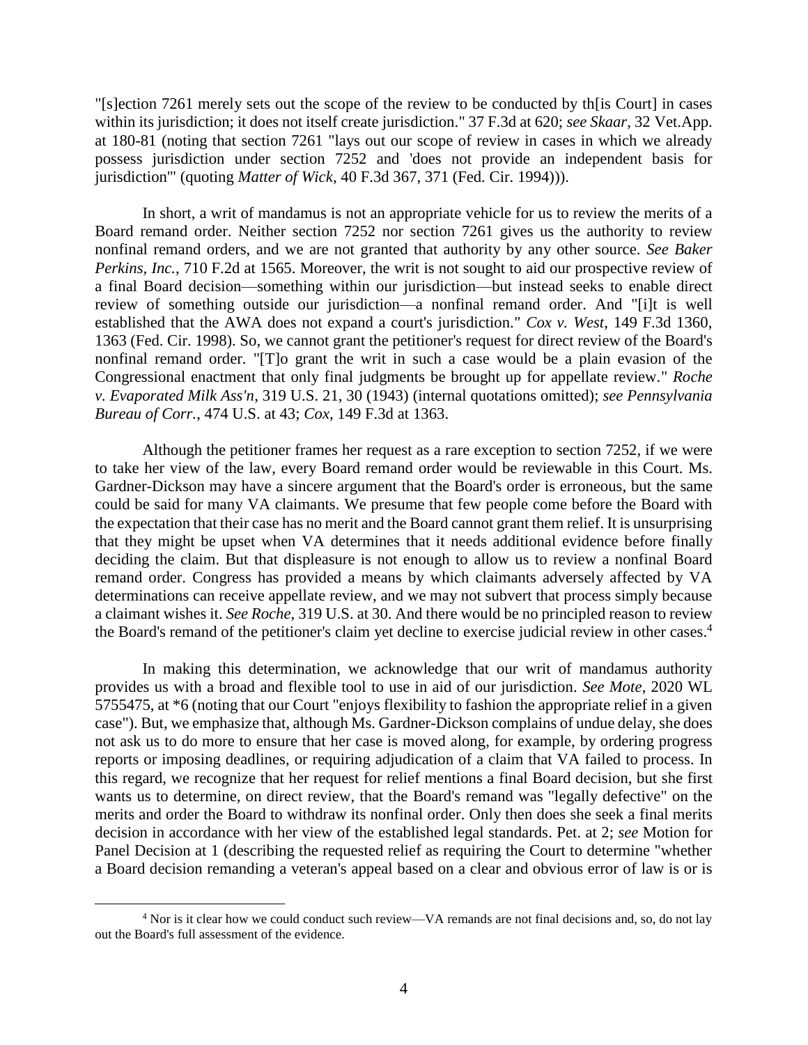"[s]ection 7261 merely sets out the scope of the review to be conducted by th[is Court] in cases within its jurisdiction; it does not itself create jurisdiction." 37 F.3d at 620; *see Skaar*, 32 Vet.App. at 180-81 (noting that section 7261 "lays out our scope of review in cases in which we already possess jurisdiction under section 7252 and 'does not provide an independent basis for jurisdiction'" (quoting *Matter of Wick*, 40 F.3d 367, 371 (Fed. Cir. 1994))).

In short, a writ of mandamus is not an appropriate vehicle for us to review the merits of a Board remand order. Neither section 7252 nor section 7261 gives us the authority to review nonfinal remand orders, and we are not granted that authority by any other source. *See Baker Perkins, Inc.*, 710 F.2d at 1565. Moreover, the writ is not sought to aid our prospective review of a final Board decision—something within our jurisdiction—but instead seeks to enable direct review of something outside our jurisdiction—a nonfinal remand order. And "[i]t is well established that the AWA does not expand a court's jurisdiction." *Cox v. West*, 149 F.3d 1360, 1363 (Fed. Cir. 1998). So, we cannot grant the petitioner's request for direct review of the Board's nonfinal remand order. "[T]o grant the writ in such a case would be a plain evasion of the Congressional enactment that only final judgments be brought up for appellate review." *Roche v. Evaporated Milk Ass'n*, 319 U.S. 21, 30 (1943) (internal quotations omitted); *see Pennsylvania Bureau of Corr.*, 474 U.S. at 43; *Cox*, 149 F.3d at 1363.

Although the petitioner frames her request as a rare exception to section 7252, if we were to take her view of the law, every Board remand order would be reviewable in this Court. Ms. Gardner-Dickson may have a sincere argument that the Board's order is erroneous, but the same could be said for many VA claimants. We presume that few people come before the Board with the expectation that their case has no merit and the Board cannot grant them relief. It is unsurprising that they might be upset when VA determines that it needs additional evidence before finally deciding the claim. But that displeasure is not enough to allow us to review a nonfinal Board remand order. Congress has provided a means by which claimants adversely affected by VA determinations can receive appellate review, and we may not subvert that process simply because a claimant wishes it. *See Roche*, 319 U.S. at 30. And there would be no principled reason to review the Board's remand of the petitioner's claim yet decline to exercise judicial review in other cases.[4]

In making this determination, we acknowledge that our writ of mandamus authority provides us with a broad and flexible tool to use in aid of our jurisdiction. *See Mote*, 2020 WL 5755475, at *6 (noting that our Court "enjoys flexibility to fashion the appropriate relief in a given case"). But, we emphasize that, although Ms. Gardner-Dickson complains of undue delay, she does not ask us to do more to ensure that her case is moved along, for example, by ordering progress reports or imposing deadlines, or requiring adjudication of a claim that VA failed to process. In this regard, we recognize that her request for relief mentions a final Board decision, but she first wants us to determine, on direct review, that the Board's remand was "legally defective" on the merits and order the Board to withdraw its nonfinal order. Only then does she seek a final merits decision in accordance with her view of the established legal standards. Pet. at 2; *see* Motion for Panel Decision at 1 (describing the requested relief as requiring the Court to determine "whether a Board decision remanding a veteran's appeal based on a clear and obvious error of law is or is

[4] Nor is it clear how we could conduct such review—VA remands are not final decisions and, so, do not lay out the Board's full assessment of the evidence.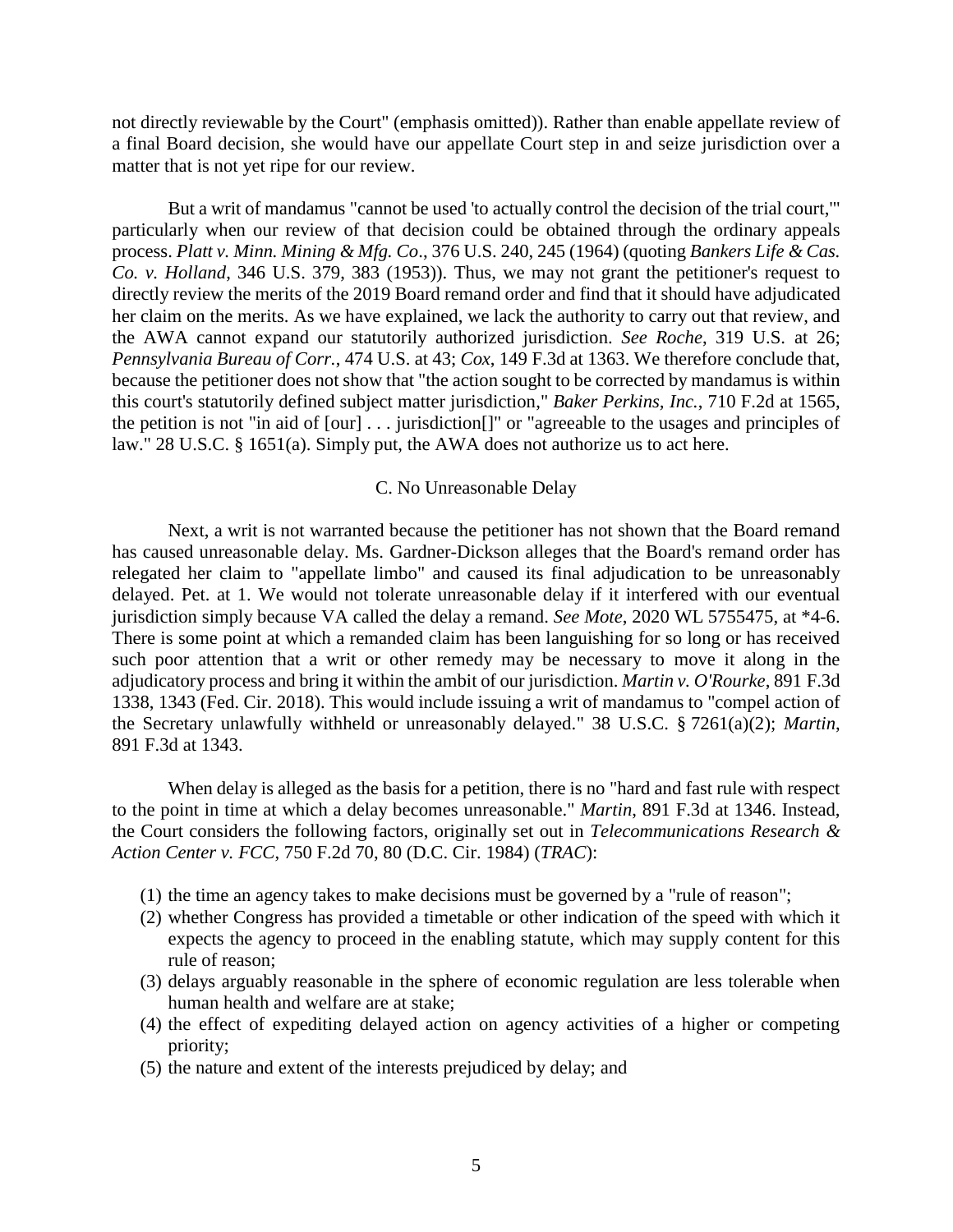not directly reviewable by the Court" (emphasis omitted)). Rather than enable appellate review of a final Board decision, she would have our appellate Court step in and seize jurisdiction over a matter that is not yet ripe for our review.

But a writ of mandamus "cannot be used 'to actually control the decision of the trial court,'" particularly when our review of that decision could be obtained through the ordinary appeals process. *Platt v. Minn. Mining & Mfg. Co*., 376 U.S. 240, 245 (1964) (quoting *Bankers Life & Cas. Co. v. Holland*, 346 U.S. 379, 383 (1953)). Thus, we may not grant the petitioner's request to directly review the merits of the 2019 Board remand order and find that it should have adjudicated her claim on the merits. As we have explained, we lack the authority to carry out that review, and the AWA cannot expand our statutorily authorized jurisdiction. *See Roche*, 319 U.S. at 26; *Pennsylvania Bureau of Corr.*, 474 U.S. at 43; *Cox*, 149 F.3d at 1363. We therefore conclude that, because the petitioner does not show that "the action sought to be corrected by mandamus is within this court's statutorily defined subject matter jurisdiction," *Baker Perkins, Inc.*, 710 F.2d at 1565, the petition is not "in aid of [our] . . . jurisdiction[]" or "agreeable to the usages and principles of law." 28 U.S.C. § 1651(a). Simply put, the AWA does not authorize us to act here.

### C. No Unreasonable Delay

Next, a writ is not warranted because the petitioner has not shown that the Board remand has caused unreasonable delay. Ms. Gardner-Dickson alleges that the Board's remand order has relegated her claim to "appellate limbo" and caused its final adjudication to be unreasonably delayed. Pet. at 1. We would not tolerate unreasonable delay if it interfered with our eventual jurisdiction simply because VA called the delay a remand. *See Mote*, 2020 WL 5755475, at *4-6. There is some point at which a remanded claim has been languishing for so long or has received such poor attention that a writ or other remedy may be necessary to move it along in the adjudicatory process and bring it within the ambit of our jurisdiction. *Martin v. O'Rourke*, 891 F.3d 1338, 1343 (Fed. Cir. 2018). This would include issuing a writ of mandamus to "compel action of the Secretary unlawfully withheld or unreasonably delayed." 38 U.S.C. § 7261(a)(2); *Martin*, 891 F.3d at 1343.

When delay is alleged as the basis for a petition, there is no "hard and fast rule with respect to the point in time at which a delay becomes unreasonable." *Martin*, 891 F.3d at 1346. Instead, the Court considers the following factors, originally set out in *Telecommunications Research & Action Center v. FCC*, 750 F.2d 70, 80 (D.C. Cir. 1984) (*TRAC*):

(1) the time an agency takes to make decisions must be governed by a "rule of reason";
(2) whether Congress has provided a timetable or other indication of the speed with which it expects the agency to proceed in the enabling statute, which may supply content for this rule of reason;
(3) delays arguably reasonable in the sphere of economic regulation are less tolerable when human health and welfare are at stake;
(4) the effect of expediting delayed action on agency activities of a higher or competing priority;
(5) the nature and extent of the interests prejudiced by delay; and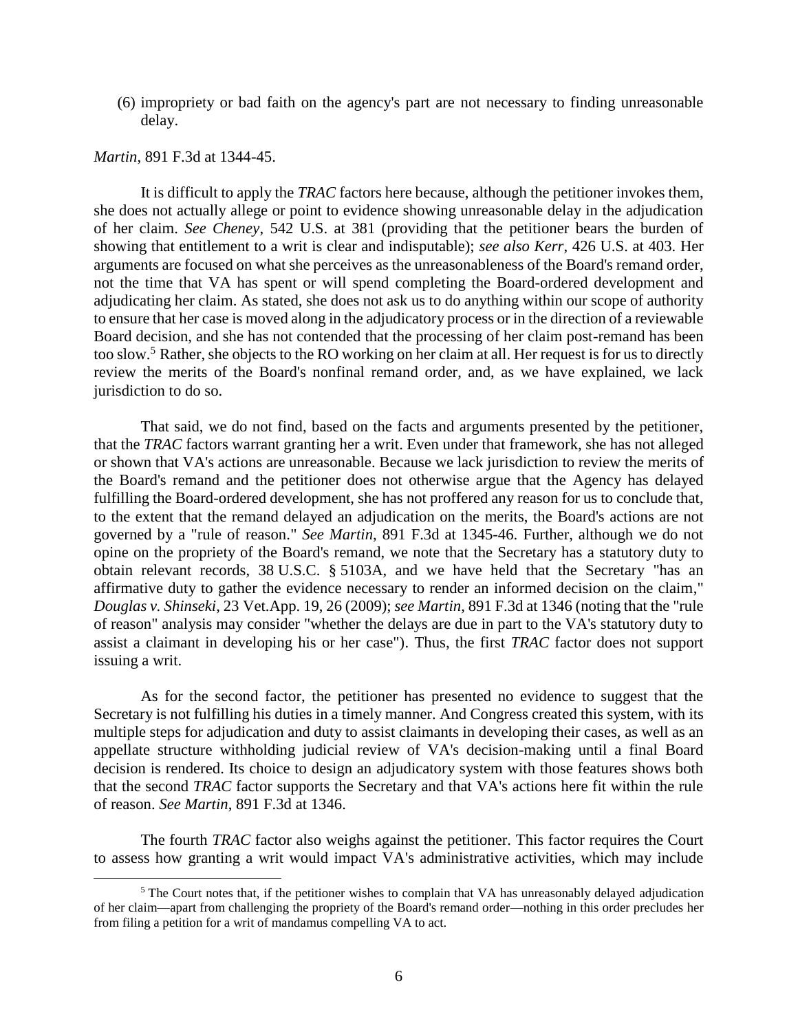(6) impropriety or bad faith on the agency's part are not necessary to finding unreasonable delay.

*Martin*, 891 F.3d at 1344-45.

It is difficult to apply the *TRAC* factors here because, although the petitioner invokes them, she does not actually allege or point to evidence showing unreasonable delay in the adjudication of her claim. *See Cheney*, 542 U.S. at 381 (providing that the petitioner bears the burden of showing that entitlement to a writ is clear and indisputable); *see also Kerr*, 426 U.S. at 403. Her arguments are focused on what she perceives as the unreasonableness of the Board's remand order, not the time that VA has spent or will spend completing the Board-ordered development and adjudicating her claim. As stated, she does not ask us to do anything within our scope of authority to ensure that her case is moved along in the adjudicatory process or in the direction of a reviewable Board decision, and she has not contended that the processing of her claim post-remand has been too slow.[5] Rather, she objects to the RO working on her claim at all. Her request is for us to directly review the merits of the Board's nonfinal remand order, and, as we have explained, we lack jurisdiction to do so.

That said, we do not find, based on the facts and arguments presented by the petitioner, that the *TRAC* factors warrant granting her a writ. Even under that framework, she has not alleged or shown that VA's actions are unreasonable. Because we lack jurisdiction to review the merits of the Board's remand and the petitioner does not otherwise argue that the Agency has delayed fulfilling the Board-ordered development, she has not proffered any reason for us to conclude that, to the extent that the remand delayed an adjudication on the merits, the Board's actions are not governed by a "rule of reason." *See Martin*, 891 F.3d at 1345-46. Further, although we do not opine on the propriety of the Board's remand, we note that the Secretary has a statutory duty to obtain relevant records, 38 U.S.C. § 5103A, and we have held that the Secretary "has an affirmative duty to gather the evidence necessary to render an informed decision on the claim," *Douglas v. Shinseki*, 23 Vet.App. 19, 26 (2009); *see Martin*, 891 F.3d at 1346 (noting that the "rule of reason" analysis may consider "whether the delays are due in part to the VA's statutory duty to assist a claimant in developing his or her case"). Thus, the first *TRAC* factor does not support issuing a writ.

As for the second factor, the petitioner has presented no evidence to suggest that the Secretary is not fulfilling his duties in a timely manner. And Congress created this system, with its multiple steps for adjudication and duty to assist claimants in developing their cases, as well as an appellate structure withholding judicial review of VA's decision-making until a final Board decision is rendered. Its choice to design an adjudicatory system with those features shows both that the second *TRAC* factor supports the Secretary and that VA's actions here fit within the rule of reason. *See Martin*, 891 F.3d at 1346.

The fourth *TRAC* factor also weighs against the petitioner. This factor requires the Court to assess how granting a writ would impact VA's administrative activities, which may include

---

[5] The Court notes that, if the petitioner wishes to complain that VA has unreasonably delayed adjudication of her claim—apart from challenging the propriety of the Board's remand order—nothing in this order precludes her from filing a petition for a writ of mandamus compelling VA to act.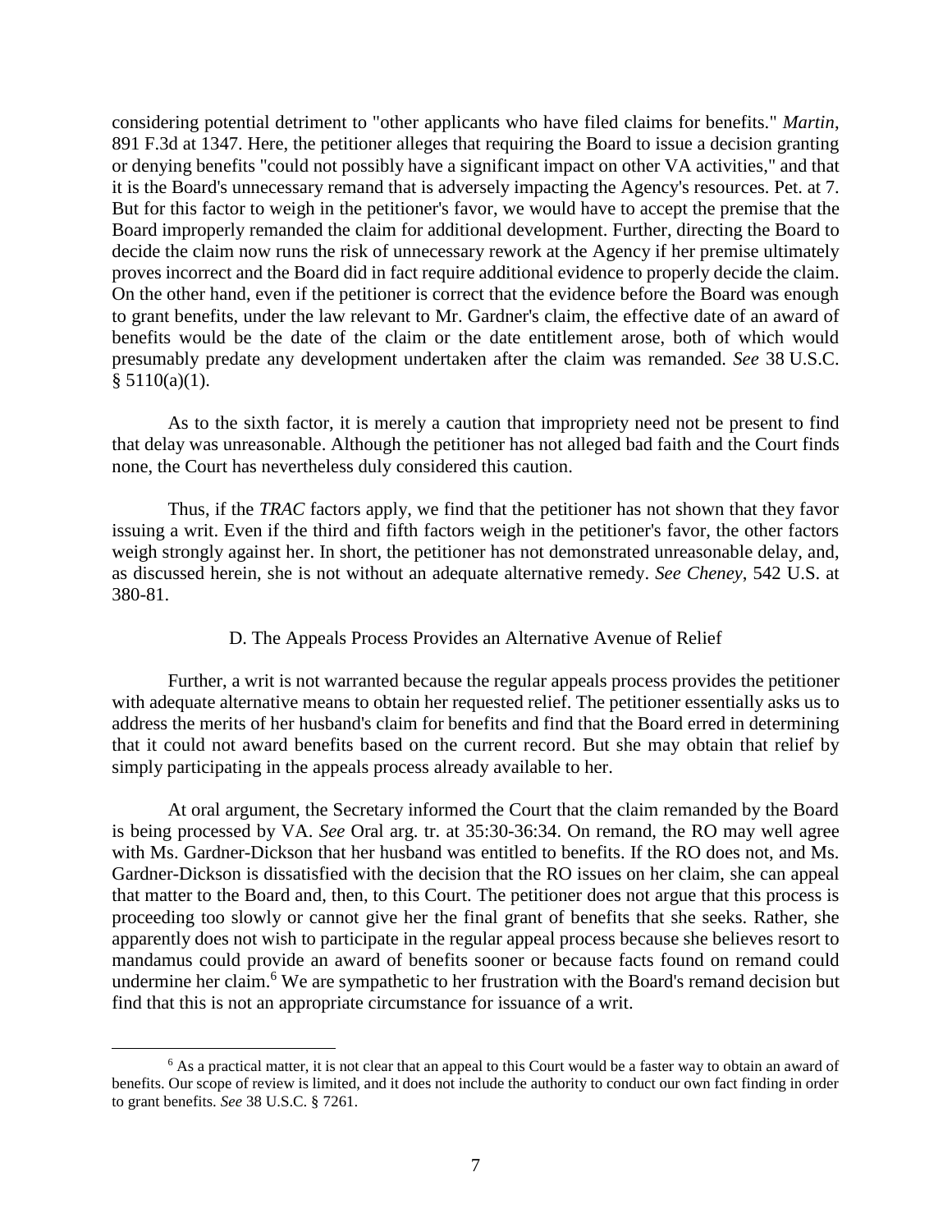considering potential detriment to "other applicants who have filed claims for benefits." *Martin*, 891 F.3d at 1347. Here, the petitioner alleges that requiring the Board to issue a decision granting or denying benefits "could not possibly have a significant impact on other VA activities," and that it is the Board's unnecessary remand that is adversely impacting the Agency's resources. Pet. at 7. But for this factor to weigh in the petitioner's favor, we would have to accept the premise that the Board improperly remanded the claim for additional development. Further, directing the Board to decide the claim now runs the risk of unnecessary rework at the Agency if her premise ultimately proves incorrect and the Board did in fact require additional evidence to properly decide the claim. On the other hand, even if the petitioner is correct that the evidence before the Board was enough to grant benefits, under the law relevant to Mr. Gardner's claim, the effective date of an award of benefits would be the date of the claim or the date entitlement arose, both of which would presumably predate any development undertaken after the claim was remanded. *See* 38 U.S.C. § 5110(a)(1).

As to the sixth factor, it is merely a caution that impropriety need not be present to find that delay was unreasonable. Although the petitioner has not alleged bad faith and the Court finds none, the Court has nevertheless duly considered this caution.

Thus, if the *TRAC* factors apply, we find that the petitioner has not shown that they favor issuing a writ. Even if the third and fifth factors weigh in the petitioner's favor, the other factors weigh strongly against her. In short, the petitioner has not demonstrated unreasonable delay, and, as discussed herein, she is not without an adequate alternative remedy. *See Cheney*, 542 U.S. at 380-81.

D. The Appeals Process Provides an Alternative Avenue of Relief

Further, a writ is not warranted because the regular appeals process provides the petitioner with adequate alternative means to obtain her requested relief. The petitioner essentially asks us to address the merits of her husband's claim for benefits and find that the Board erred in determining that it could not award benefits based on the current record. But she may obtain that relief by simply participating in the appeals process already available to her.

At oral argument, the Secretary informed the Court that the claim remanded by the Board is being processed by VA. *See* Oral arg. tr. at 35:30-36:34. On remand, the RO may well agree with Ms. Gardner-Dickson that her husband was entitled to benefits. If the RO does not, and Ms. Gardner-Dickson is dissatisfied with the decision that the RO issues on her claim, she can appeal that matter to the Board and, then, to this Court. The petitioner does not argue that this process is proceeding too slowly or cannot give her the final grant of benefits that she seeks. Rather, she apparently does not wish to participate in the regular appeal process because she believes resort to mandamus could provide an award of benefits sooner or because facts found on remand could undermine her claim.[6] We are sympathetic to her frustration with the Board's remand decision but find that this is not an appropriate circumstance for issuance of a writ.

---

[6] As a practical matter, it is not clear that an appeal to this Court would be a faster way to obtain an award of benefits. Our scope of review is limited, and it does not include the authority to conduct our own fact finding in order to grant benefits. *See* 38 U.S.C. § 7261.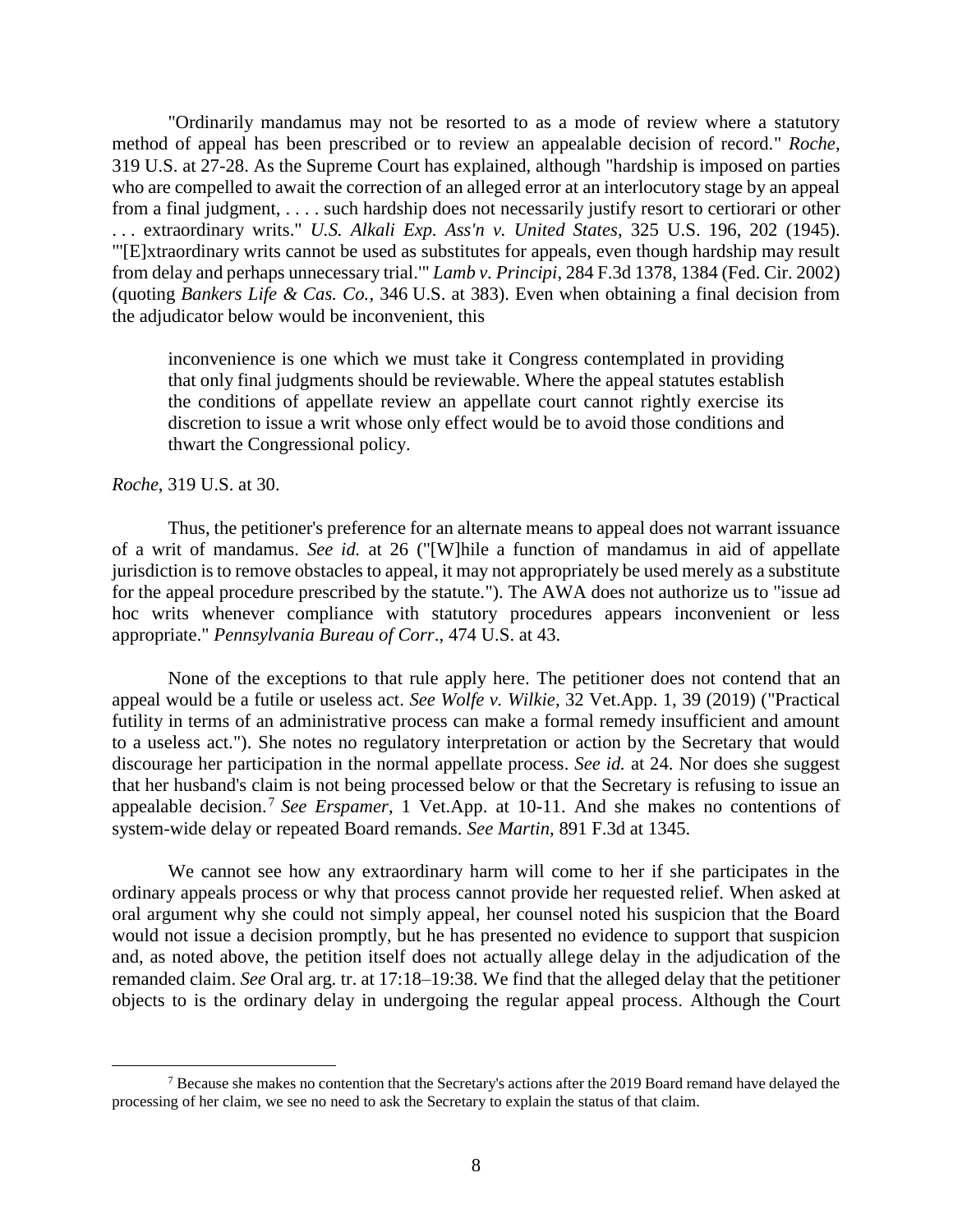"Ordinarily mandamus may not be resorted to as a mode of review where a statutory method of appeal has been prescribed or to review an appealable decision of record." *Roche*, 319 U.S. at 27-28. As the Supreme Court has explained, although "hardship is imposed on parties who are compelled to await the correction of an alleged error at an interlocutory stage by an appeal from a final judgment, . . . . such hardship does not necessarily justify resort to certiorari or other . . . extraordinary writs." *U.S. Alkali Exp. Ass'n v. United States*, 325 U.S. 196, 202 (1945). "'[E]xtraordinary writs cannot be used as substitutes for appeals, even though hardship may result from delay and perhaps unnecessary trial.'" *Lamb v. Principi*, 284 F.3d 1378, 1384 (Fed. Cir. 2002) (quoting *Bankers Life & Cas. Co.*, 346 U.S. at 383). Even when obtaining a final decision from the adjudicator below would be inconvenient, this

> inconvenience is one which we must take it Congress contemplated in providing that only final judgments should be reviewable. Where the appeal statutes establish the conditions of appellate review an appellate court cannot rightly exercise its discretion to issue a writ whose only effect would be to avoid those conditions and thwart the Congressional policy.

*Roche*, 319 U.S. at 30.

Thus, the petitioner's preference for an alternate means to appeal does not warrant issuance of a writ of mandamus. *See id.* at 26 ("[W]hile a function of mandamus in aid of appellate jurisdiction is to remove obstacles to appeal, it may not appropriately be used merely as a substitute for the appeal procedure prescribed by the statute."). The AWA does not authorize us to "issue ad hoc writs whenever compliance with statutory procedures appears inconvenient or less appropriate." *Pennsylvania Bureau of Corr*., 474 U.S. at 43.

None of the exceptions to that rule apply here. The petitioner does not contend that an appeal would be a futile or useless act. *See Wolfe v. Wilkie*, 32 Vet.App. 1, 39 (2019) ("Practical futility in terms of an administrative process can make a formal remedy insufficient and amount to a useless act."). She notes no regulatory interpretation or action by the Secretary that would discourage her participation in the normal appellate process. *See id.* at 24. Nor does she suggest that her husband's claim is not being processed below or that the Secretary is refusing to issue an appealable decision.[7] *See Erspamer*, 1 Vet.App. at 10-11. And she makes no contentions of system-wide delay or repeated Board remands. *See Martin*, 891 F.3d at 1345.

We cannot see how any extraordinary harm will come to her if she participates in the ordinary appeals process or why that process cannot provide her requested relief. When asked at oral argument why she could not simply appeal, her counsel noted his suspicion that the Board would not issue a decision promptly, but he has presented no evidence to support that suspicion and, as noted above, the petition itself does not actually allege delay in the adjudication of the remanded claim. *See* Oral arg. tr. at 17:18–19:38. We find that the alleged delay that the petitioner objects to is the ordinary delay in undergoing the regular appeal process. Although the Court

[7] Because she makes no contention that the Secretary's actions after the 2019 Board remand have delayed the processing of her claim, we see no need to ask the Secretary to explain the status of that claim.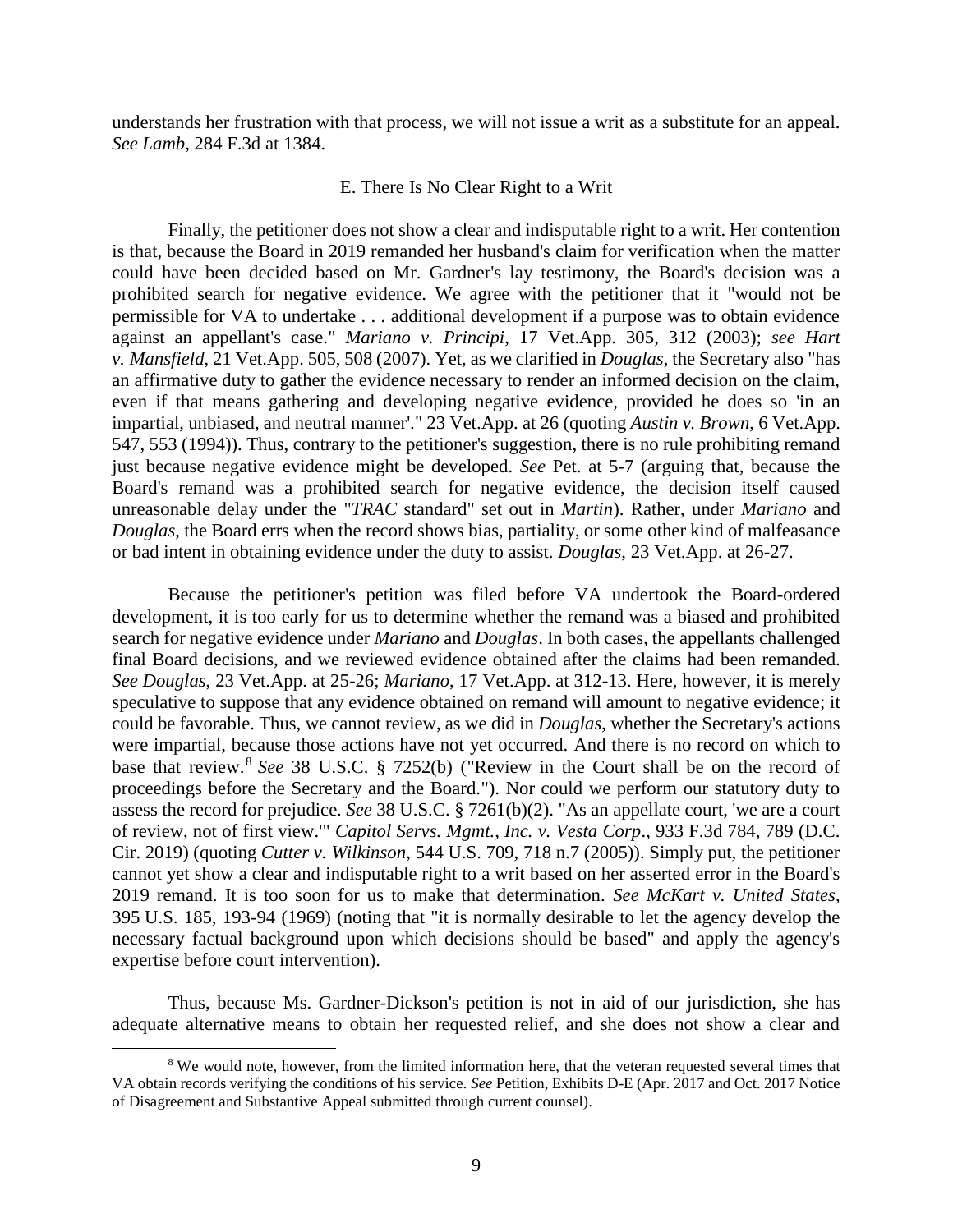understands her frustration with that process, we will not issue a writ as a substitute for an appeal. *See Lamb*, 284 F.3d at 1384.

### E. There Is No Clear Right to a Writ

Finally, the petitioner does not show a clear and indisputable right to a writ. Her contention is that, because the Board in 2019 remanded her husband's claim for verification when the matter could have been decided based on Mr. Gardner's lay testimony, the Board's decision was a prohibited search for negative evidence. We agree with the petitioner that it "would not be permissible for VA to undertake . . . additional development if a purpose was to obtain evidence against an appellant's case." *Mariano v. Principi*, 17 Vet.App. 305, 312 (2003); *see Hart v. Mansfield*, 21 Vet.App. 505, 508 (2007). Yet, as we clarified in *Douglas*, the Secretary also "has an affirmative duty to gather the evidence necessary to render an informed decision on the claim, even if that means gathering and developing negative evidence, provided he does so 'in an impartial, unbiased, and neutral manner'." 23 Vet.App. at 26 (quoting *Austin v. Brown*, 6 Vet.App. 547, 553 (1994)). Thus, contrary to the petitioner's suggestion, there is no rule prohibiting remand just because negative evidence might be developed. *See* Pet. at 5-7 (arguing that, because the Board's remand was a prohibited search for negative evidence, the decision itself caused unreasonable delay under the "*TRAC* standard" set out in *Martin*). Rather, under *Mariano* and *Douglas*, the Board errs when the record shows bias, partiality, or some other kind of malfeasance or bad intent in obtaining evidence under the duty to assist. *Douglas*, 23 Vet.App. at 26-27.

Because the petitioner's petition was filed before VA undertook the Board-ordered development, it is too early for us to determine whether the remand was a biased and prohibited search for negative evidence under *Mariano* and *Douglas*. In both cases, the appellants challenged final Board decisions, and we reviewed evidence obtained after the claims had been remanded. *See Douglas*, 23 Vet.App. at 25-26; *Mariano*, 17 Vet.App. at 312-13. Here, however, it is merely speculative to suppose that any evidence obtained on remand will amount to negative evidence; it could be favorable. Thus, we cannot review, as we did in *Douglas*, whether the Secretary's actions were impartial, because those actions have not yet occurred. And there is no record on which to base that review.[8] *See* 38 U.S.C. § 7252(b) ("Review in the Court shall be on the record of proceedings before the Secretary and the Board."). Nor could we perform our statutory duty to assess the record for prejudice. *See* 38 U.S.C. § 7261(b)(2). "As an appellate court, 'we are a court of review, not of first view.'" *Capitol Servs. Mgmt., Inc. v. Vesta Corp*., 933 F.3d 784, 789 (D.C. Cir. 2019) (quoting *Cutter v. Wilkinson*, 544 U.S. 709, 718 n.7 (2005)). Simply put, the petitioner cannot yet show a clear and indisputable right to a writ based on her asserted error in the Board's 2019 remand. It is too soon for us to make that determination. *See McKart v. United States*, 395 U.S. 185, 193-94 (1969) (noting that "it is normally desirable to let the agency develop the necessary factual background upon which decisions should be based" and apply the agency's expertise before court intervention).

Thus, because Ms. Gardner-Dickson's petition is not in aid of our jurisdiction, she has adequate alternative means to obtain her requested relief, and she does not show a clear and

---

[8] We would note, however, from the limited information here, that the veteran requested several times that VA obtain records verifying the conditions of his service. *See* Petition, Exhibits D-E (Apr. 2017 and Oct. 2017 Notice of Disagreement and Substantive Appeal submitted through current counsel).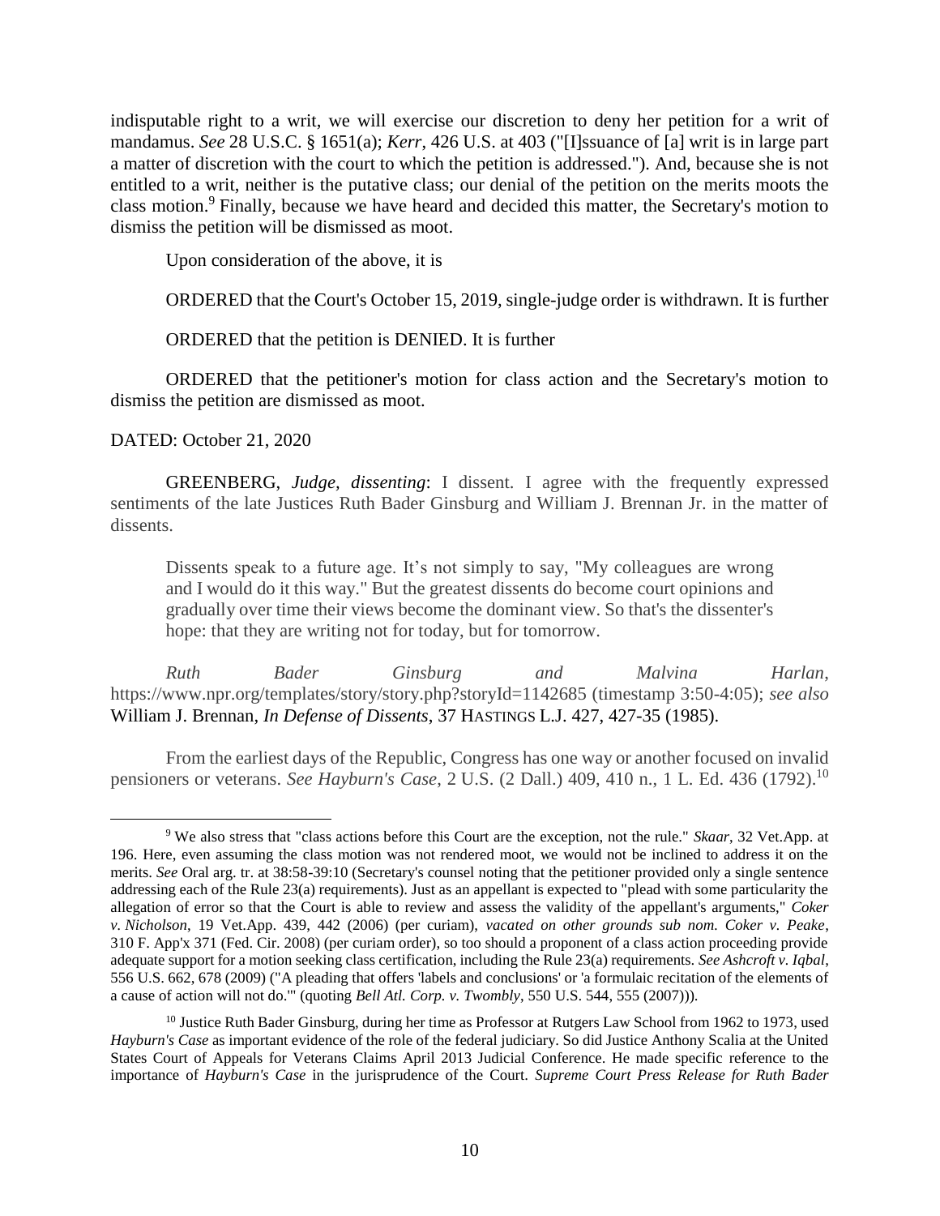indisputable right to a writ, we will exercise our discretion to deny her petition for a writ of mandamus. *See* 28 U.S.C. § 1651(a); *Kerr*, 426 U.S. at 403 ("[I]ssuance of [a] writ is in large part a matter of discretion with the court to which the petition is addressed."). And, because she is not entitled to a writ, neither is the putative class; our denial of the petition on the merits moots the class motion.[9] Finally, because we have heard and decided this matter, the Secretary's motion to dismiss the petition will be dismissed as moot.

Upon consideration of the above, it is

ORDERED that the Court's October 15, 2019, single-judge order is withdrawn. It is further

ORDERED that the petition is DENIED. It is further

ORDERED that the petitioner's motion for class action and the Secretary's motion to dismiss the petition are dismissed as moot.

DATED: October 21, 2020

GREENBERG, *Judge*, *dissenting*: I dissent. I agree with the frequently expressed sentiments of the late Justices Ruth Bader Ginsburg and William J. Brennan Jr. in the matter of dissents.

> Dissents speak to a future age. It's not simply to say, "My colleagues are wrong and I would do it this way." But the greatest dissents do become court opinions and gradually over time their views become the dominant view. So that's the dissenter's hope: that they are writing not for today, but for tomorrow.

*Ruth Bader Ginsburg and Malvina Harlan*, https://www.npr.org/templates/story/story.php?storyId=1142685 (timestamp 3:50-4:05); *see also* William J. Brennan, *In Defense of Dissents*, 37 HASTINGS L.J. 427, 427-35 (1985).

From the earliest days of the Republic, Congress has one way or another focused on invalid pensioners or veterans. *See Hayburn's Case*, 2 U.S. (2 Dall.) 409, 410 n., 1 L. Ed. 436 (1792).[10]

---

[9] We also stress that "class actions before this Court are the exception, not the rule." *Skaar*, 32 Vet.App. at 196. Here, even assuming the class motion was not rendered moot, we would not be inclined to address it on the merits. *See* Oral arg. tr. at 38:58-39:10 (Secretary's counsel noting that the petitioner provided only a single sentence addressing each of the Rule 23(a) requirements). Just as an appellant is expected to "plead with some particularity the allegation of error so that the Court is able to review and assess the validity of the appellant's arguments," *Coker v. Nicholson*, 19 Vet.App. 439, 442 (2006) (per curiam), *vacated on other grounds sub nom. Coker v. Peake*, 310 F. App'x 371 (Fed. Cir. 2008) (per curiam order), so too should a proponent of a class action proceeding provide adequate support for a motion seeking class certification, including the Rule 23(a) requirements. *See Ashcroft v. Iqbal*, 556 U.S. 662, 678 (2009) ("A pleading that offers 'labels and conclusions' or 'a formulaic recitation of the elements of a cause of action will not do.'" (quoting *Bell Atl. Corp. v. Twombly*, 550 U.S. 544, 555 (2007))).

[10] Justice Ruth Bader Ginsburg, during her time as Professor at Rutgers Law School from 1962 to 1973, used *Hayburn's Case* as important evidence of the role of the federal judiciary. So did Justice Anthony Scalia at the United States Court of Appeals for Veterans Claims April 2013 Judicial Conference. He made specific reference to the importance of *Hayburn's Case* in the jurisprudence of the Court. *Supreme Court Press Release for Ruth Bader*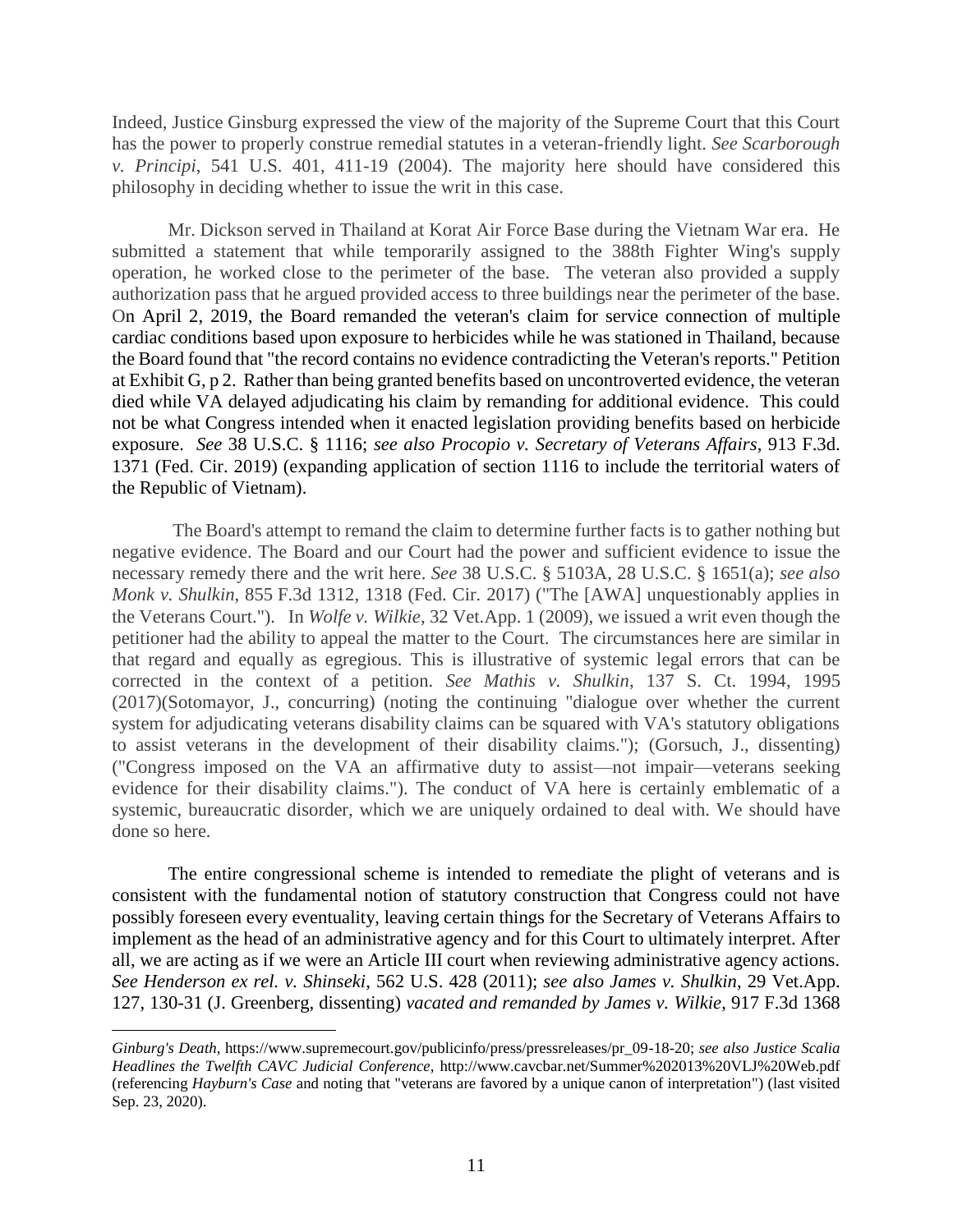Indeed, Justice Ginsburg expressed the view of the majority of the Supreme Court that this Court has the power to properly construe remedial statutes in a veteran-friendly light. *See Scarborough v. Principi*, 541 U.S. 401, 411-19 (2004). The majority here should have considered this philosophy in deciding whether to issue the writ in this case.

Mr. Dickson served in Thailand at Korat Air Force Base during the Vietnam War era. He submitted a statement that while temporarily assigned to the 388th Fighter Wing's supply operation, he worked close to the perimeter of the base. The veteran also provided a supply authorization pass that he argued provided access to three buildings near the perimeter of the base. On April 2, 2019, the Board remanded the veteran's claim for service connection of multiple cardiac conditions based upon exposure to herbicides while he was stationed in Thailand, because the Board found that "the record contains no evidence contradicting the Veteran's reports." Petition at Exhibit G, p 2. Rather than being granted benefits based on uncontroverted evidence, the veteran died while VA delayed adjudicating his claim by remanding for additional evidence. This could not be what Congress intended when it enacted legislation providing benefits based on herbicide exposure. *See* 38 U.S.C. § 1116; *see also Procopio v. Secretary of Veterans Affairs*, 913 F.3d. 1371 (Fed. Cir. 2019) (expanding application of section 1116 to include the territorial waters of the Republic of Vietnam).

The Board's attempt to remand the claim to determine further facts is to gather nothing but negative evidence. The Board and our Court had the power and sufficient evidence to issue the necessary remedy there and the writ here. *See* 38 U.S.C. § 5103A, 28 U.S.C. § 1651(a); *see also Monk v. Shulkin*, 855 F.3d 1312, 1318 (Fed. Cir. 2017) ("The [AWA] unquestionably applies in the Veterans Court."). In *Wolfe v. Wilkie*, 32 Vet.App. 1 (2009), we issued a writ even though the petitioner had the ability to appeal the matter to the Court. The circumstances here are similar in that regard and equally as egregious. This is illustrative of systemic legal errors that can be corrected in the context of a petition. *See Mathis v. Shulkin*, 137 S. Ct. 1994, 1995 (2017)(Sotomayor, J., concurring) (noting the continuing "dialogue over whether the current system for adjudicating veterans disability claims can be squared with VA's statutory obligations to assist veterans in the development of their disability claims."); (Gorsuch, J., dissenting) ("Congress imposed on the VA an affirmative duty to assist—not impair—veterans seeking evidence for their disability claims."). The conduct of VA here is certainly emblematic of a systemic, bureaucratic disorder, which we are uniquely ordained to deal with. We should have done so here.

The entire congressional scheme is intended to remediate the plight of veterans and is consistent with the fundamental notion of statutory construction that Congress could not have possibly foreseen every eventuality, leaving certain things for the Secretary of Veterans Affairs to implement as the head of an administrative agency and for this Court to ultimately interpret. After all, we are acting as if we were an Article III court when reviewing administrative agency actions. *See Henderson ex rel. v. Shinseki*, 562 U.S. 428 (2011); *see also James v. Shulkin*, 29 Vet.App. 127, 130-31 (J. Greenberg, dissenting) *vacated and remanded by James v. Wilkie*, 917 F.3d 1368

---

*Ginburg's Death*, https://www.supremecourt.gov/publicinfo/press/pressreleases/pr_09-18-20; *see also Justice Scalia Headlines the Twelfth CAVC Judicial Conference*, http://www.cavcbar.net/Summer%202013%20VLJ%20Web.pdf (referencing *Hayburn's Case* and noting that "veterans are favored by a unique canon of interpretation") (last visited Sep. 23, 2020).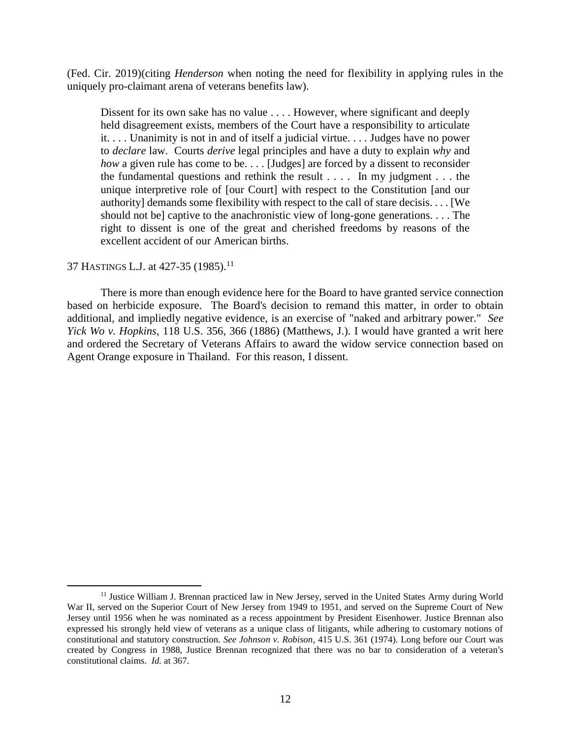(Fed. Cir. 2019)(citing *Henderson* when noting the need for flexibility in applying rules in the uniquely pro-claimant arena of veterans benefits law).

> Dissent for its own sake has no value . . . . However, where significant and deeply held disagreement exists, members of the Court have a responsibility to articulate it. . . . Unanimity is not in and of itself a judicial virtue. . . . Judges have no power to *declare* law. Courts *derive* legal principles and have a duty to explain *why* and *how* a given rule has come to be. . . . [Judges] are forced by a dissent to reconsider the fundamental questions and rethink the result . . . . In my judgment . . . the unique interpretive role of [our Court] with respect to the Constitution [and our authority] demands some flexibility with respect to the call of stare decisis. . . . [We should not be] captive to the anachronistic view of long-gone generations. . . . The right to dissent is one of the great and cherished freedoms by reasons of the excellent accident of our American births.

37 HASTINGS L.J. at 427-35 (1985).[11]

There is more than enough evidence here for the Board to have granted service connection based on herbicide exposure. The Board's decision to remand this matter, in order to obtain additional, and impliedly negative evidence, is an exercise of "naked and arbitrary power." *See Yick Wo v. Hopkins*, 118 U.S. 356, 366 (1886) (Matthews, J.). I would have granted a writ here and ordered the Secretary of Veterans Affairs to award the widow service connection based on Agent Orange exposure in Thailand. For this reason, I dissent.

---

[11] Justice William J. Brennan practiced law in New Jersey, served in the United States Army during World War II, served on the Superior Court of New Jersey from 1949 to 1951, and served on the Supreme Court of New Jersey until 1956 when he was nominated as a recess appointment by President Eisenhower. Justice Brennan also expressed his strongly held view of veterans as a unique class of litigants, while adhering to customary notions of constitutional and statutory construction. *See Johnson v. Robison*, 415 U.S. 361 (1974). Long before our Court was created by Congress in 1988, Justice Brennan recognized that there was no bar to consideration of a veteran's constitutional claims. *Id.* at 367.